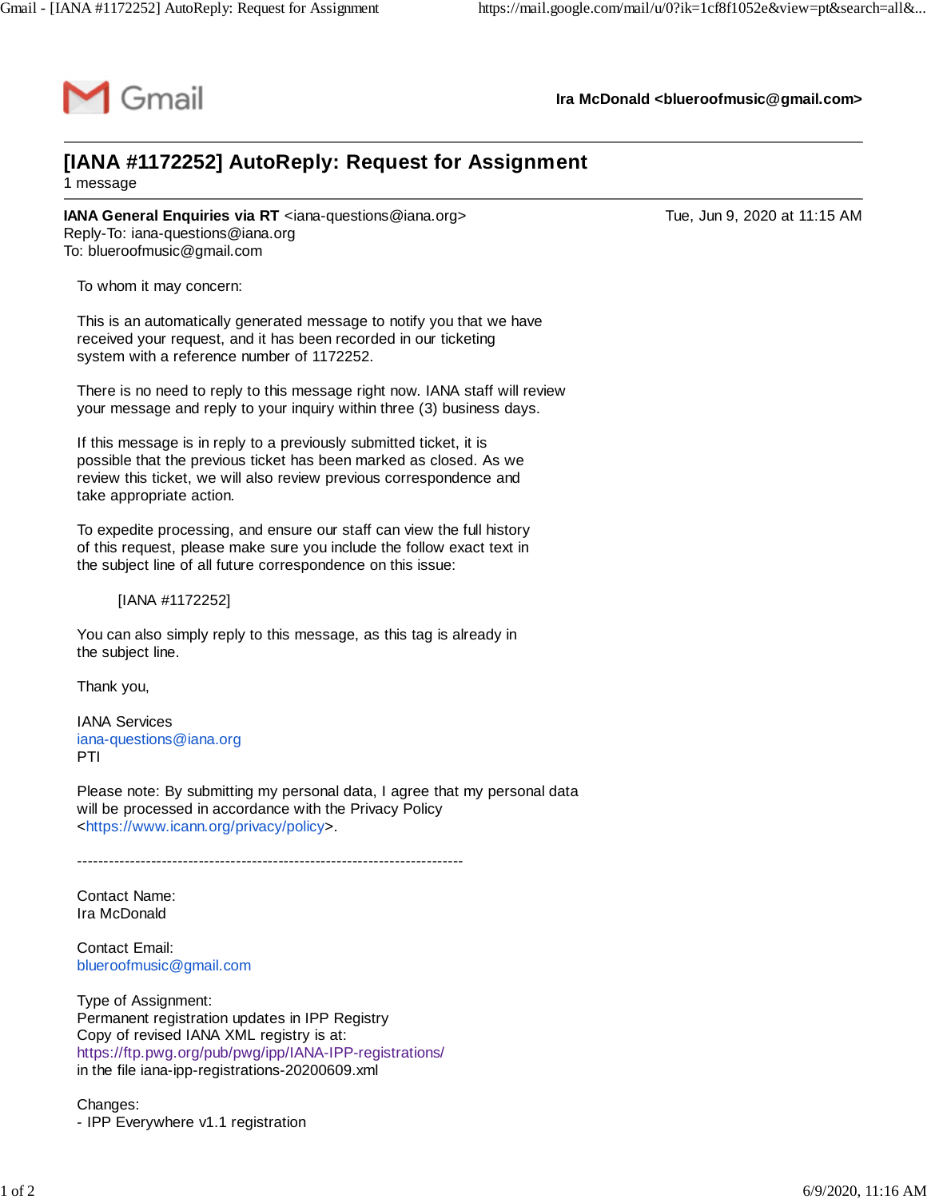Gmail

**Ira McDonald <blueroofmusic@gmail.com>**

# [IANA #1172252] AutoReply: Request for Assignment

1 message

**IANA General Enquiries via RT** <iana-questions@iana.org> Tue, Jun 9, 2020 at 11:15 AM
Reply-To: iana-questions@iana.org
To: blueroofmusic@gmail.com

To whom it may concern:

This is an automatically generated message to notify you that we have received your request, and it has been recorded in our ticketing system with a reference number of 1172252.

There is no need to reply to this message right now. IANA staff will review your message and reply to your inquiry within three (3) business days.

If this message is in reply to a previously submitted ticket, it is possible that the previous ticket has been marked as closed. As we review this ticket, we will also review previous correspondence and take appropriate action.

To expedite processing, and ensure our staff can view the full history of this request, please make sure you include the follow exact text in the subject line of all future correspondence on this issue:

[IANA #1172252]

You can also simply reply to this message, as this tag is already in the subject line.

Thank you,

IANA Services
iana-questions@iana.org
PTI

Please note: By submitting my personal data, I agree that my personal data will be processed in accordance with the Privacy Policy <https://www.icann.org/privacy/policy>.

-------------------------------------------------------------------------

Contact Name:
Ira McDonald

Contact Email:
blueroofmusic@gmail.com

Type of Assignment:
Permanent registration updates in IPP Registry
Copy of revised IANA XML registry is at:
https://ftp.pwg.org/pub/pwg/ipp/IANA-IPP-registrations/
in the file iana-ipp-registrations-20200609.xml

Changes:
- IPP Everywhere v1.1 registration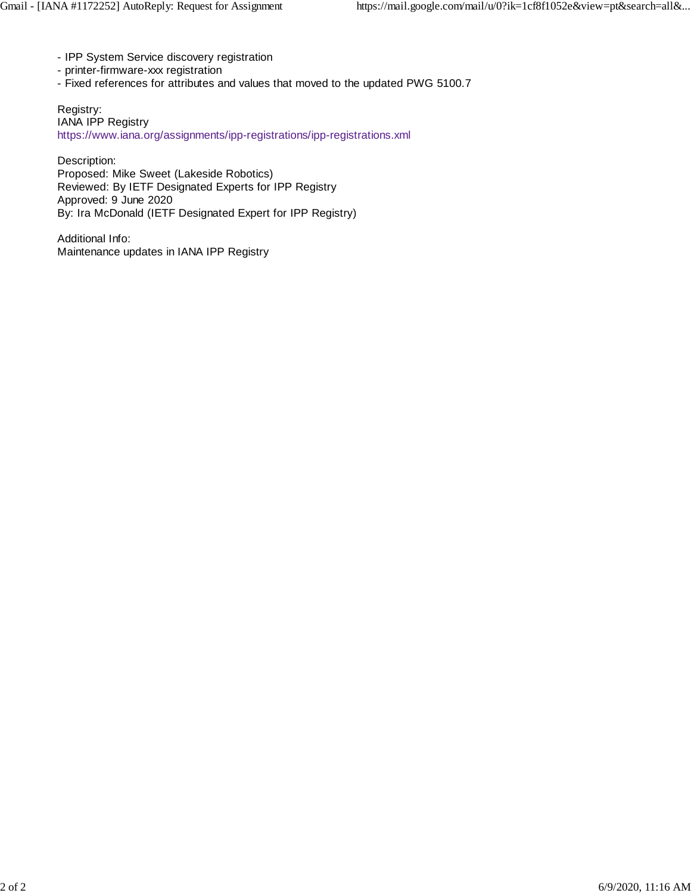- IPP System Service discovery registration
- printer-firmware-xxx registration
- Fixed references for attributes and values that moved to the updated PWG 5100.7

Registry:
IANA IPP Registry
https://www.iana.org/assignments/ipp-registrations/ipp-registrations.xml

Description:
Proposed: Mike Sweet (Lakeside Robotics)
Reviewed: By IETF Designated Experts for IPP Registry
Approved: 9 June 2020
By: Ira McDonald (IETF Designated Expert for IPP Registry)

Additional Info:
Maintenance updates in IANA IPP Registry